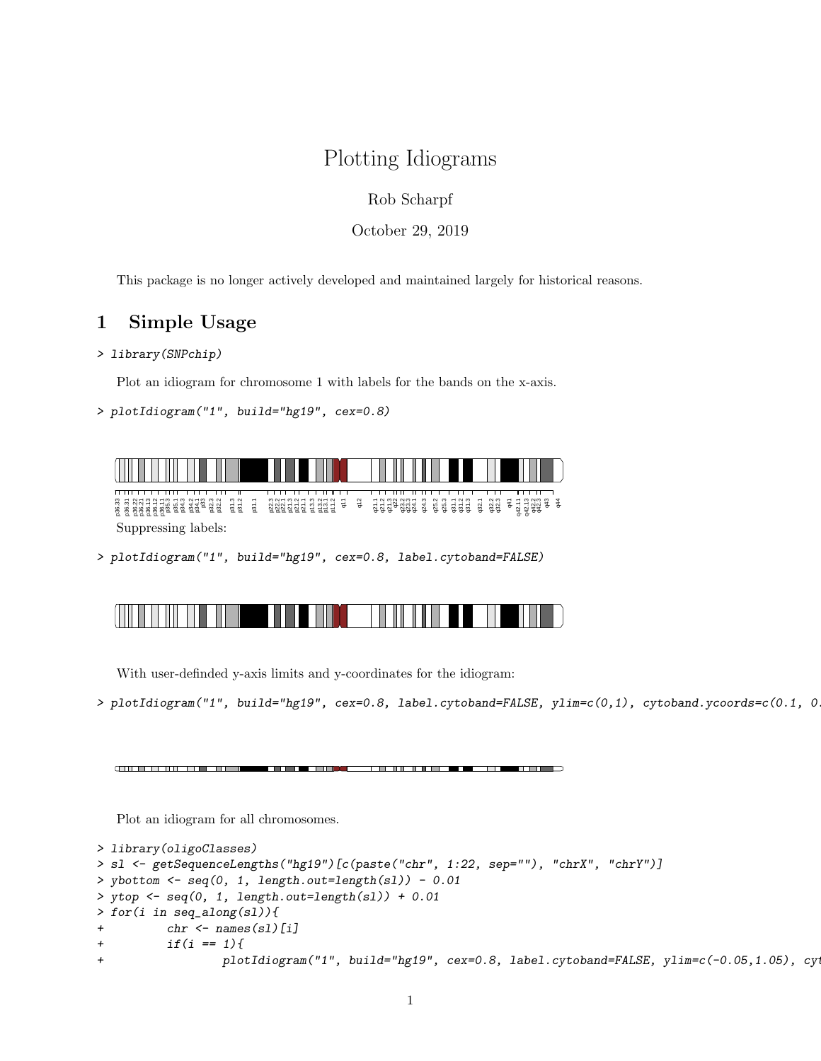# Plotting Idiograms

Rob Scharpf

October 29, 2019

This package is no longer actively developed and maintained largely for historical reasons.

## 1 Simple Usage

```
> library(SNPchip)
```

Plot an idiogram for chromosome 1 with labels for the bands on the x-axis.

```
> plotIdiogram("1", build="hg19", cex=0.8)
```

Suppressing labels:

```
> plotIdiogram("1", build="hg19", cex=0.8, label.cytoband=FALSE)
```

With user-definded y-axis limits and y-coordinates for the idiogram:

```
> plotIdiogram("1", build="hg19", cex=0.8, label.cytoband=FALSE, ylim=c(0,1), cytoband.ycoords=c(0.1, 0.
```

Plot an idiogram for all chromosomes.

```
> library(oligoClasses)
> sl <- getSequenceLengths("hg19")[c(paste("chr", 1:22, sep=""), "chrX", "chrY")]
> ybottom <- seq(0, 1, length.out=length(sl)) - 0.01
> ytop <- seq(0, 1, length.out=length(sl)) + 0.01
> for(i in seq_along(sl)){
+         chr <- names(sl)[i]
+         if(i == 1){
+                 plotIdiogram("1", build="hg19", cex=0.8, label.cytoband=FALSE, ylim=c(-0.05,1.05), cyt
```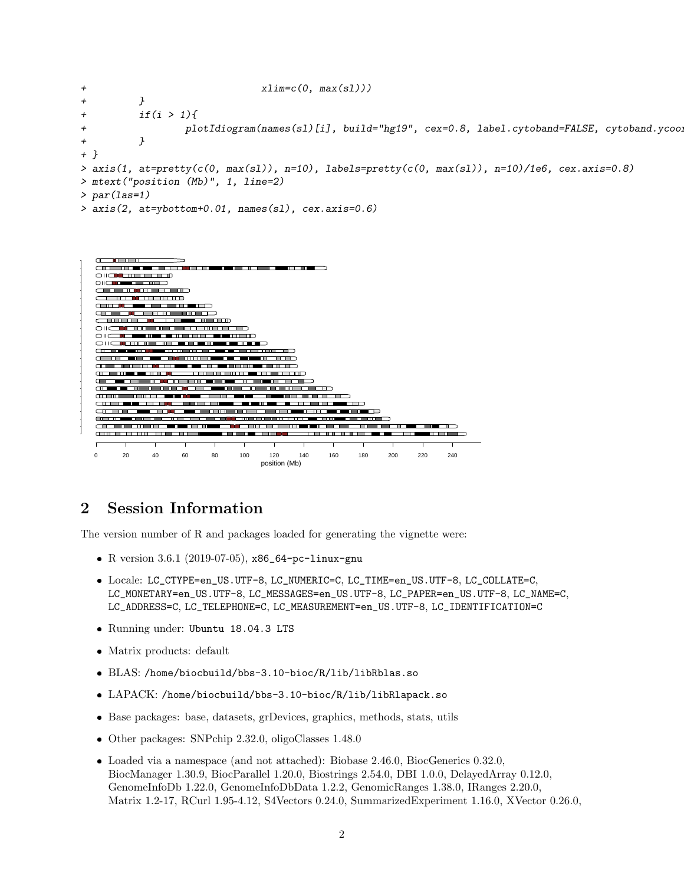```
+                               xlim=c(0, max(sl)))
+         }
+         if(i > 1){
+                 plotIdiogram(names(sl)[i], build="hg19", cex=0.8, label.cytoband=FALSE, cytoband.ycoor
+         }
+ }
> axis(1, at=pretty(c(0, max(sl)), n=10), labels=pretty(c(0, max(sl)), n=10)/1e6, cex.axis=0.8)
> mtext("position (Mb)", 1, line=2)
> par(las=1)
> axis(2, at=ybottom+0.01, names(sl), cex.axis=0.6)
```

## 2 Session Information

The version number of R and packages loaded for generating the vignette were:

- R version 3.6.1 (2019-07-05), x86_64-pc-linux-gnu
- Locale: LC_CTYPE=en_US.UTF-8, LC_NUMERIC=C, LC_TIME=en_US.UTF-8, LC_COLLATE=C, LC_MONETARY=en_US.UTF-8, LC_MESSAGES=en_US.UTF-8, LC_PAPER=en_US.UTF-8, LC_NAME=C, LC_ADDRESS=C, LC_TELEPHONE=C, LC_MEASUREMENT=en_US.UTF-8, LC_IDENTIFICATION=C
- Running under: Ubuntu 18.04.3 LTS
- Matrix products: default
- BLAS: /home/biocbuild/bbs-3.10-bioc/R/lib/libRblas.so
- LAPACK: /home/biocbuild/bbs-3.10-bioc/R/lib/libRlapack.so
- Base packages: base, datasets, grDevices, graphics, methods, stats, utils
- Other packages: SNPchip 2.32.0, oligoClasses 1.48.0
- Loaded via a namespace (and not attached): Biobase 2.46.0, BiocGenerics 0.32.0, BiocManager 1.30.9, BiocParallel 1.20.0, Biostrings 2.54.0, DBI 1.0.0, DelayedArray 0.12.0, GenomeInfoDb 1.22.0, GenomeInfoDbData 1.2.2, GenomicRanges 1.38.0, IRanges 2.20.0, Matrix 1.2-17, RCurl 1.95-4.12, S4Vectors 0.24.0, SummarizedExperiment 1.16.0, XVector 0.26.0,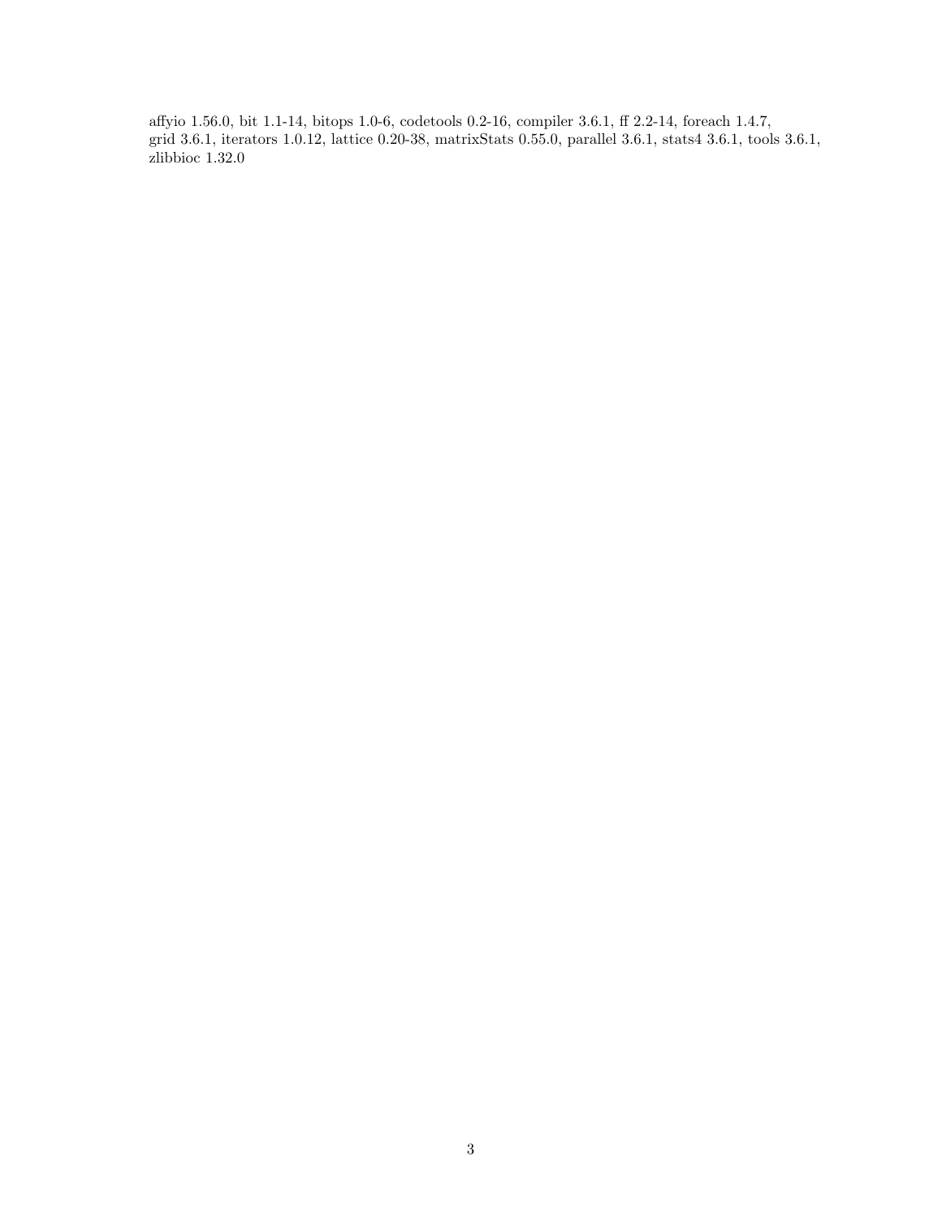affyio 1.56.0, bit 1.1-14, bitops 1.0-6, codetools 0.2-16, compiler 3.6.1, ff 2.2-14, foreach 1.4.7, grid 3.6.1, iterators 1.0.12, lattice 0.20-38, matrixStats 0.55.0, parallel 3.6.1, stats4 3.6.1, tools 3.6.1, zlibbioc 1.32.0